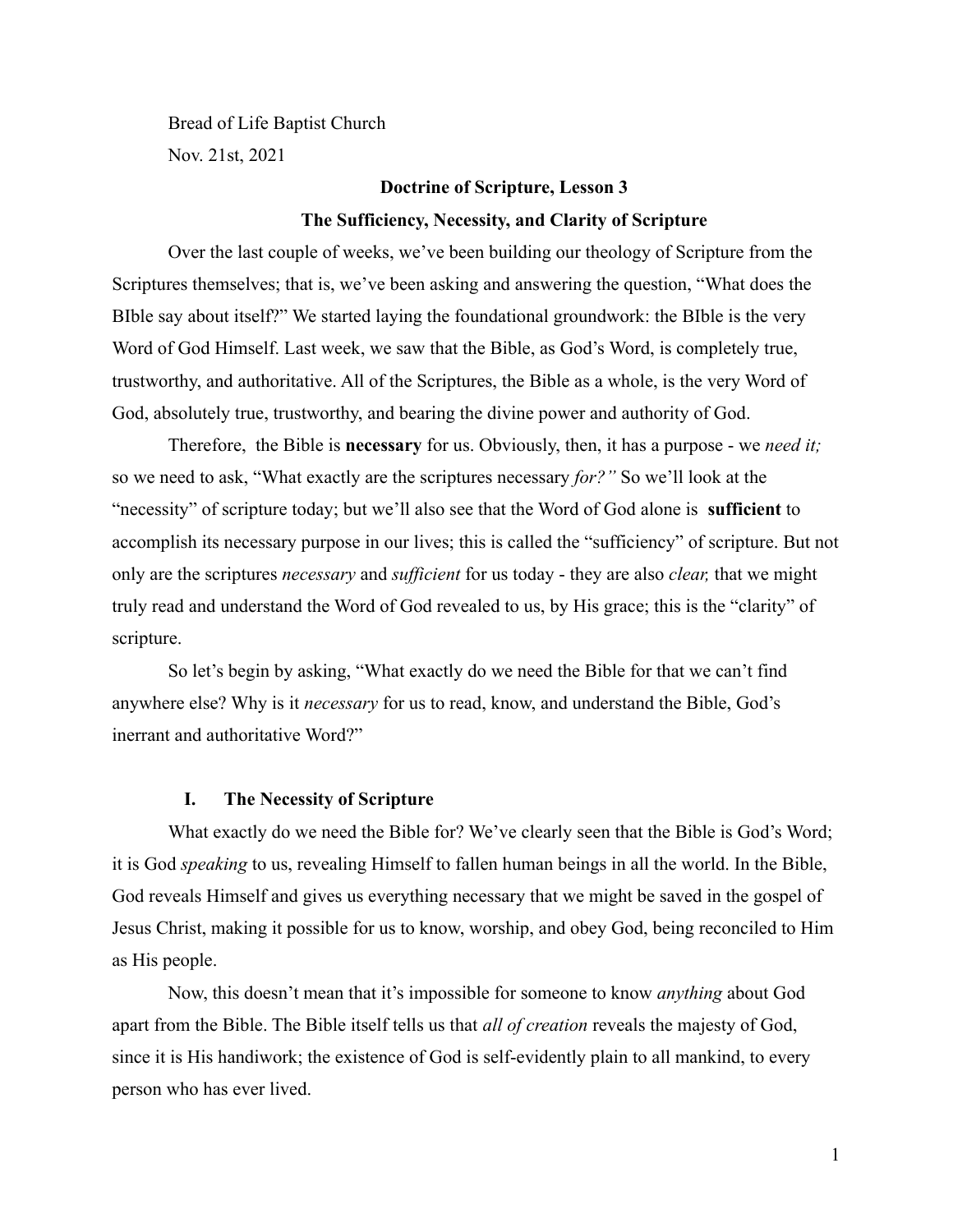Bread of Life Baptist Church

Nov. 21st, 2021

## Doctrine of Scripture, Lesson 3

## The Sufficiency, Necessity, and Clarity of Scripture

Over the last couple of weeks, we've been building our theology of Scripture from the Scriptures themselves; that is, we've been asking and answering the question, "What does the BIble say about itself?" We started laying the foundational groundwork: the BIble is the very Word of God Himself. Last week, we saw that the Bible, as God's Word, is completely true, trustworthy, and authoritative. All of the Scriptures, the Bible as a whole, is the very Word of God, absolutely true, trustworthy, and bearing the divine power and authority of God.

Therefore, the Bible is **necessary** for us. Obviously, then, it has a purpose - we *need it;* so we need to ask, "What exactly are the scriptures necessary *for?"* So we'll look at the "necessity" of scripture today; but we'll also see that the Word of God alone is **sufficient** to accomplish its necessary purpose in our lives; this is called the "sufficiency" of scripture. But not only are the scriptures *necessary* and *sufficient* for us today - they are also *clear,* that we might truly read and understand the Word of God revealed to us, by His grace; this is the "clarity" of scripture.

So let's begin by asking, "What exactly do we need the Bible for that we can't find anywhere else? Why is it *necessary* for us to read, know, and understand the Bible, God's inerrant and authoritative Word?"

### I. The Necessity of Scripture

What exactly do we need the Bible for? We've clearly seen that the Bible is God's Word; it is God *speaking* to us, revealing Himself to fallen human beings in all the world. In the Bible, God reveals Himself and gives us everything necessary that we might be saved in the gospel of Jesus Christ, making it possible for us to know, worship, and obey God, being reconciled to Him as His people.

Now, this doesn't mean that it's impossible for someone to know *anything* about God apart from the Bible. The Bible itself tells us that *all of creation* reveals the majesty of God, since it is His handiwork; the existence of God is self-evidently plain to all mankind, to every person who has ever lived.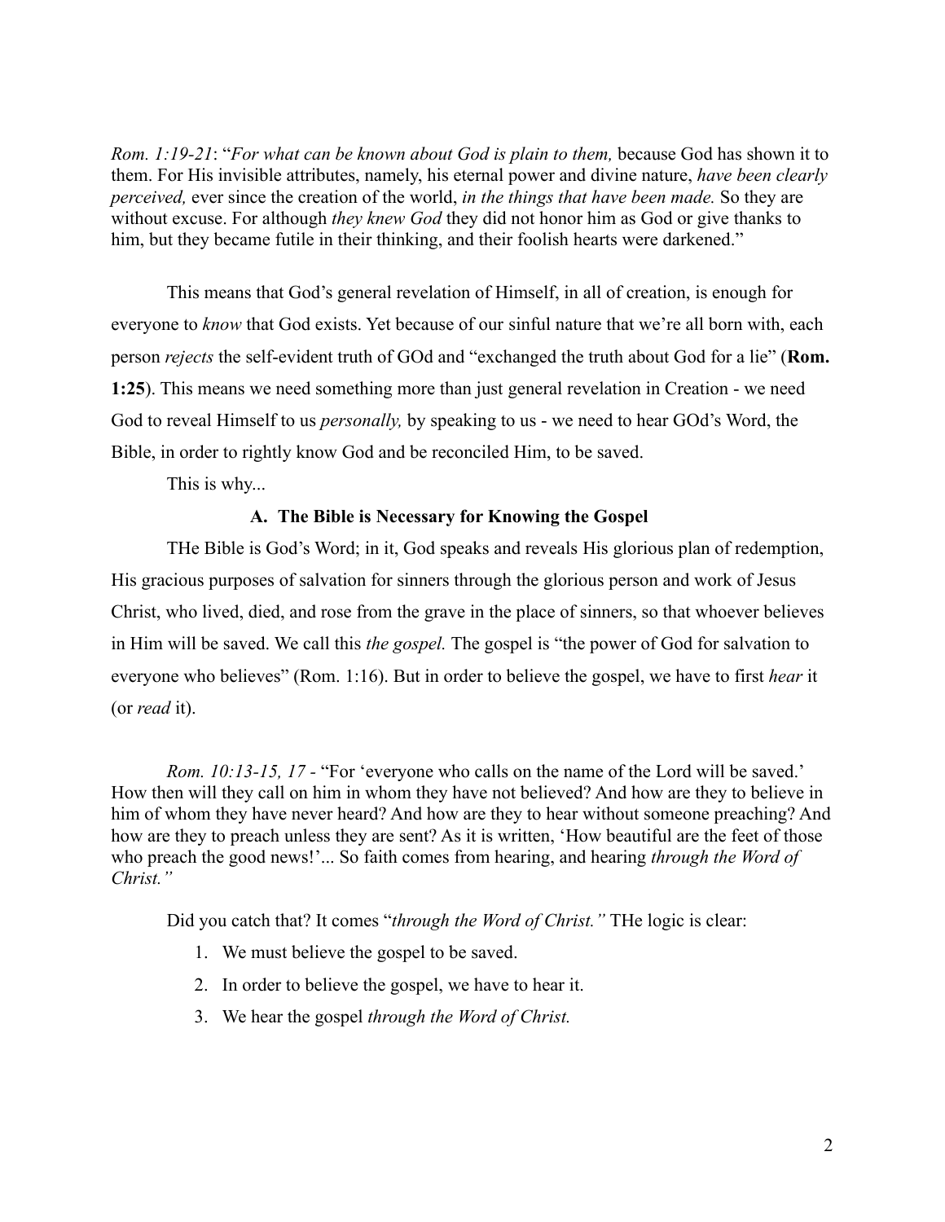*Rom. 1:19-21*: "*For what can be known about God is plain to them,* because God has shown it to them. For His invisible attributes, namely, his eternal power and divine nature, *have been clearly perceived,* ever since the creation of the world, *in the things that have been made.* So they are without excuse. For although *they knew God* they did not honor him as God or give thanks to him, but they became futile in their thinking, and their foolish hearts were darkened."

This means that God's general revelation of Himself, in all of creation, is enough for everyone to *know* that God exists. Yet because of our sinful nature that we're all born with, each person *rejects* the self-evident truth of GOd and "exchanged the truth about God for a lie" (**Rom. 1:25**). This means we need something more than just general revelation in Creation - we need God to reveal Himself to us *personally,* by speaking to us - we need to hear GOd's Word, the Bible, in order to rightly know God and be reconciled Him, to be saved.

This is why...

### A. The Bible is Necessary for Knowing the Gospel

THe Bible is God's Word; in it, God speaks and reveals His glorious plan of redemption, His gracious purposes of salvation for sinners through the glorious person and work of Jesus Christ, who lived, died, and rose from the grave in the place of sinners, so that whoever believes in Him will be saved. We call this *the gospel.* The gospel is "the power of God for salvation to everyone who believes" (Rom. 1:16). But in order to believe the gospel, we have to first *hear* it (or *read* it).

*Rom. 10:13-15, 17* - "For 'everyone who calls on the name of the Lord will be saved.' How then will they call on him in whom they have not believed? And how are they to believe in him of whom they have never heard? And how are they to hear without someone preaching? And how are they to preach unless they are sent? As it is written, 'How beautiful are the feet of those who preach the good news!'... So faith comes from hearing, and hearing *through the Word of Christ."*

Did you catch that? It comes "*through the Word of Christ."* THe logic is clear:

1. We must believe the gospel to be saved.
2. In order to believe the gospel, we have to hear it.
3. We hear the gospel *through the Word of Christ.*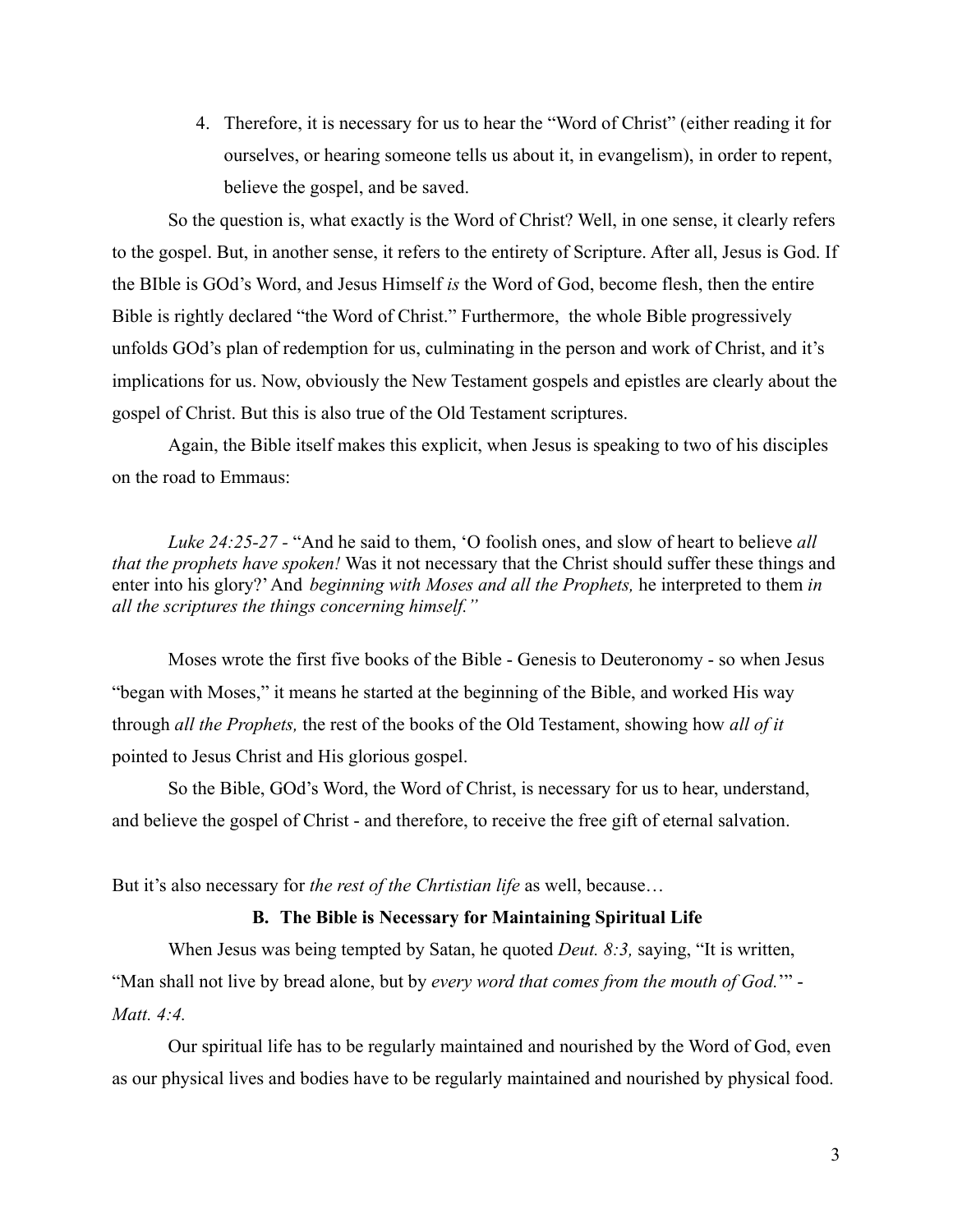4. Therefore, it is necessary for us to hear the "Word of Christ" (either reading it for ourselves, or hearing someone tells us about it, in evangelism), in order to repent, believe the gospel, and be saved.

So the question is, what exactly is the Word of Christ? Well, in one sense, it clearly refers to the gospel. But, in another sense, it refers to the entirety of Scripture. After all, Jesus is God. If the BIble is GOd's Word, and Jesus Himself *is* the Word of God, become flesh, then the entire Bible is rightly declared "the Word of Christ." Furthermore, the whole Bible progressively unfolds GOd's plan of redemption for us, culminating in the person and work of Christ, and it's implications for us. Now, obviously the New Testament gospels and epistles are clearly about the gospel of Christ. But this is also true of the Old Testament scriptures.

Again, the Bible itself makes this explicit, when Jesus is speaking to two of his disciples on the road to Emmaus:

> *Luke 24:25-27* - "And he said to them, 'O foolish ones, and slow of heart to believe *all that the prophets have spoken!* Was it not necessary that the Christ should suffer these things and enter into his glory?' And *beginning with Moses and all the Prophets,* he interpreted to them *in all the scriptures the things concerning himself."*

Moses wrote the first five books of the Bible - Genesis to Deuteronomy - so when Jesus "began with Moses," it means he started at the beginning of the Bible, and worked His way through *all the Prophets,* the rest of the books of the Old Testament, showing how *all of it* pointed to Jesus Christ and His glorious gospel.

So the Bible, GOd's Word, the Word of Christ, is necessary for us to hear, understand, and believe the gospel of Christ - and therefore, to receive the free gift of eternal salvation.

But it's also necessary for *the rest of the Chrtistian life* as well, because…

### B. The Bible is Necessary for Maintaining Spiritual Life

When Jesus was being tempted by Satan, he quoted *Deut. 8:3,* saying, "It is written, "Man shall not live by bread alone, but by *every word that comes from the mouth of God.*'" - *Matt. 4:4.*

Our spiritual life has to be regularly maintained and nourished by the Word of God, even as our physical lives and bodies have to be regularly maintained and nourished by physical food.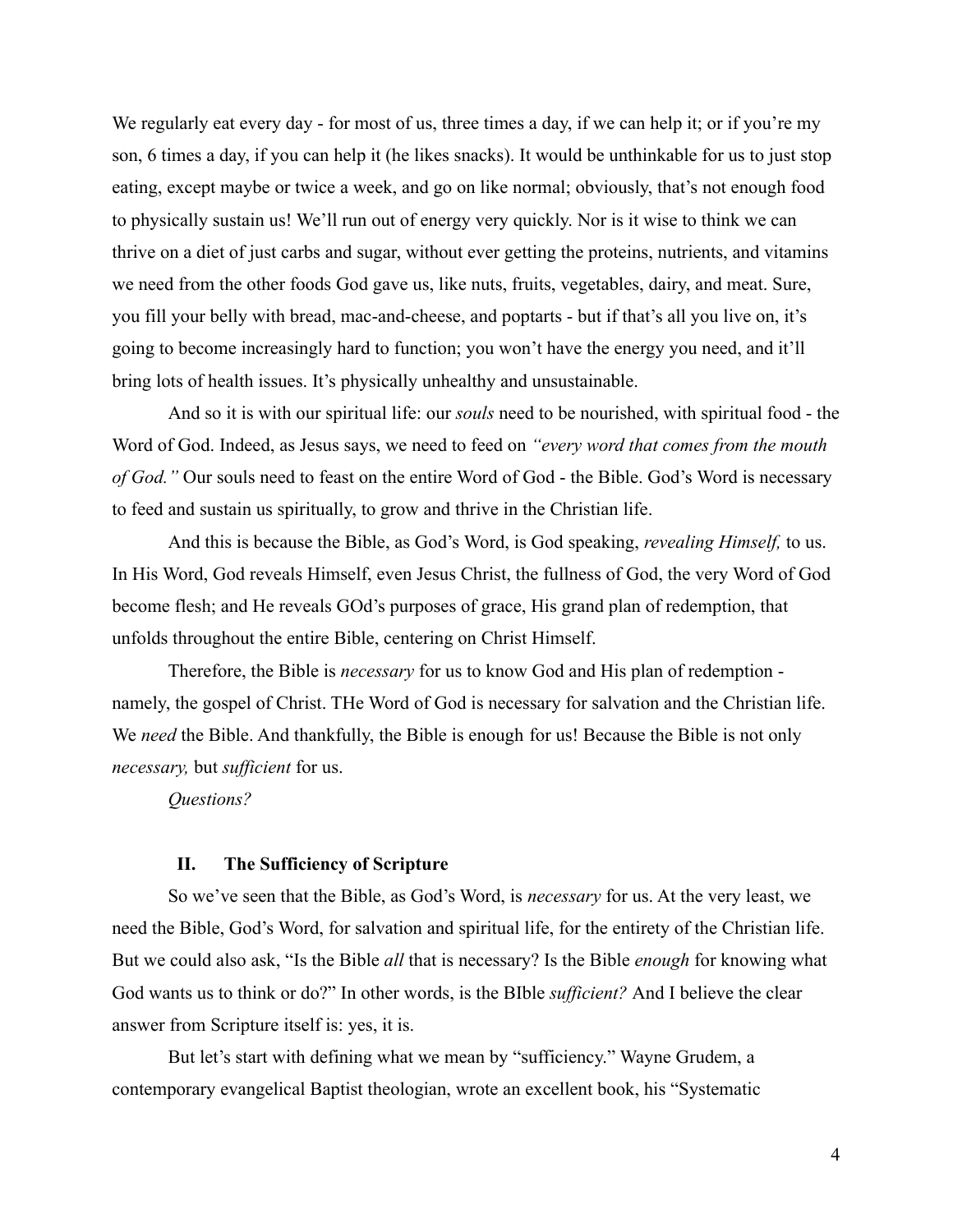We regularly eat every day - for most of us, three times a day, if we can help it; or if you're my son, 6 times a day, if you can help it (he likes snacks). It would be unthinkable for us to just stop eating, except maybe or twice a week, and go on like normal; obviously, that's not enough food to physically sustain us! We'll run out of energy very quickly. Nor is it wise to think we can thrive on a diet of just carbs and sugar, without ever getting the proteins, nutrients, and vitamins we need from the other foods God gave us, like nuts, fruits, vegetables, dairy, and meat. Sure, you fill your belly with bread, mac-and-cheese, and poptarts - but if that's all you live on, it's going to become increasingly hard to function; you won't have the energy you need, and it'll bring lots of health issues. It's physically unhealthy and unsustainable.

And so it is with our spiritual life: our *souls* need to be nourished, with spiritual food - the Word of God. Indeed, as Jesus says, we need to feed on *"every word that comes from the mouth of God."* Our souls need to feast on the entire Word of God - the Bible. God's Word is necessary to feed and sustain us spiritually, to grow and thrive in the Christian life.

And this is because the Bible, as God's Word, is God speaking, *revealing Himself,* to us. In His Word, God reveals Himself, even Jesus Christ, the fullness of God, the very Word of God become flesh; and He reveals GOd's purposes of grace, His grand plan of redemption, that unfolds throughout the entire Bible, centering on Christ Himself.

Therefore, the Bible is *necessary* for us to know God and His plan of redemption - namely, the gospel of Christ. THe Word of God is necessary for salvation and the Christian life. We *need* the Bible. And thankfully, the Bible is enough for us! Because the Bible is not only *necessary,* but *sufficient* for us.

*Questions?*

## II. The Sufficiency of Scripture

So we've seen that the Bible, as God's Word, is *necessary* for us. At the very least, we need the Bible, God's Word, for salvation and spiritual life, for the entirety of the Christian life. But we could also ask, "Is the Bible *all* that is necessary? Is the Bible *enough* for knowing what God wants us to think or do?" In other words, is the BIble *sufficient?* And I believe the clear answer from Scripture itself is: yes, it is.

But let's start with defining what we mean by "sufficiency." Wayne Grudem, a contemporary evangelical Baptist theologian, wrote an excellent book, his "Systematic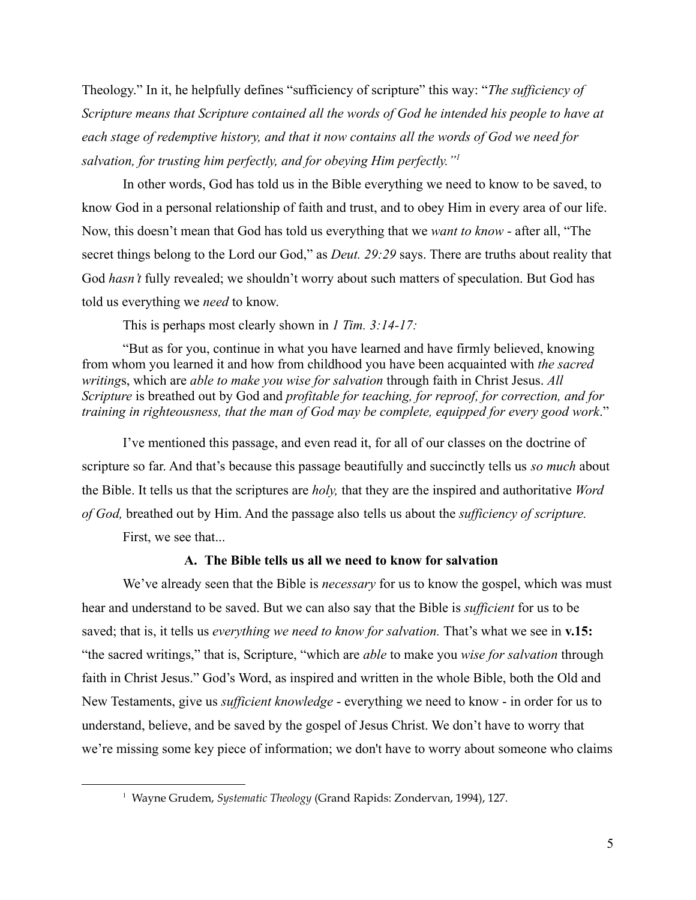Theology." In it, he helpfully defines "sufficiency of scripture" this way: "*The sufficiency of Scripture means that Scripture contained all the words of God he intended his people to have at each stage of redemptive history, and that it now contains all the words of God we need for salvation, for trusting him perfectly, and for obeying Him perfectly."*[1]

In other words, God has told us in the Bible everything we need to know to be saved, to know God in a personal relationship of faith and trust, and to obey Him in every area of our life. Now, this doesn't mean that God has told us everything that we *want to know* - after all, "The secret things belong to the Lord our God," as *Deut. 29:29* says. There are truths about reality that God *hasn't* fully revealed; we shouldn't worry about such matters of speculation. But God has told us everything we *need* to know.

This is perhaps most clearly shown in *1 Tim. 3:14-17:*

> "But as for you, continue in what you have learned and have firmly believed, knowing from whom you learned it and how from childhood you have been acquainted with *the sacred writing*s, which are *able to make you wise for salvation* through faith in Christ Jesus. *All Scripture* is breathed out by God and *profitable for teaching, for reproof, for correction, and for training in righteousness, that the man of God may be complete, equipped for every good work*."

I've mentioned this passage, and even read it, for all of our classes on the doctrine of scripture so far. And that's because this passage beautifully and succinctly tells us *so much* about the Bible. It tells us that the scriptures are *holy,* that they are the inspired and authoritative *Word of God,* breathed out by Him. And the passage also tells us about the *sufficiency of scripture.*

First, we see that...

### A. The Bible tells us all we need to know for salvation

We've already seen that the Bible is *necessary* for us to know the gospel, which was must hear and understand to be saved. But we can also say that the Bible is *sufficient* for us to be saved; that is, it tells us *everything we need to know for salvation.* That's what we see in **v.15:** "the sacred writings," that is, Scripture, "which are *able* to make you *wise for salvation* through faith in Christ Jesus." God's Word, as inspired and written in the whole Bible, both the Old and New Testaments, give us *sufficient knowledge* - everything we need to know - in order for us to understand, believe, and be saved by the gospel of Jesus Christ. We don't have to worry that we're missing some key piece of information; we don't have to worry about someone who claims

---

[1] Wayne Grudem, *Systematic Theology* (Grand Rapids: Zondervan, 1994), 127.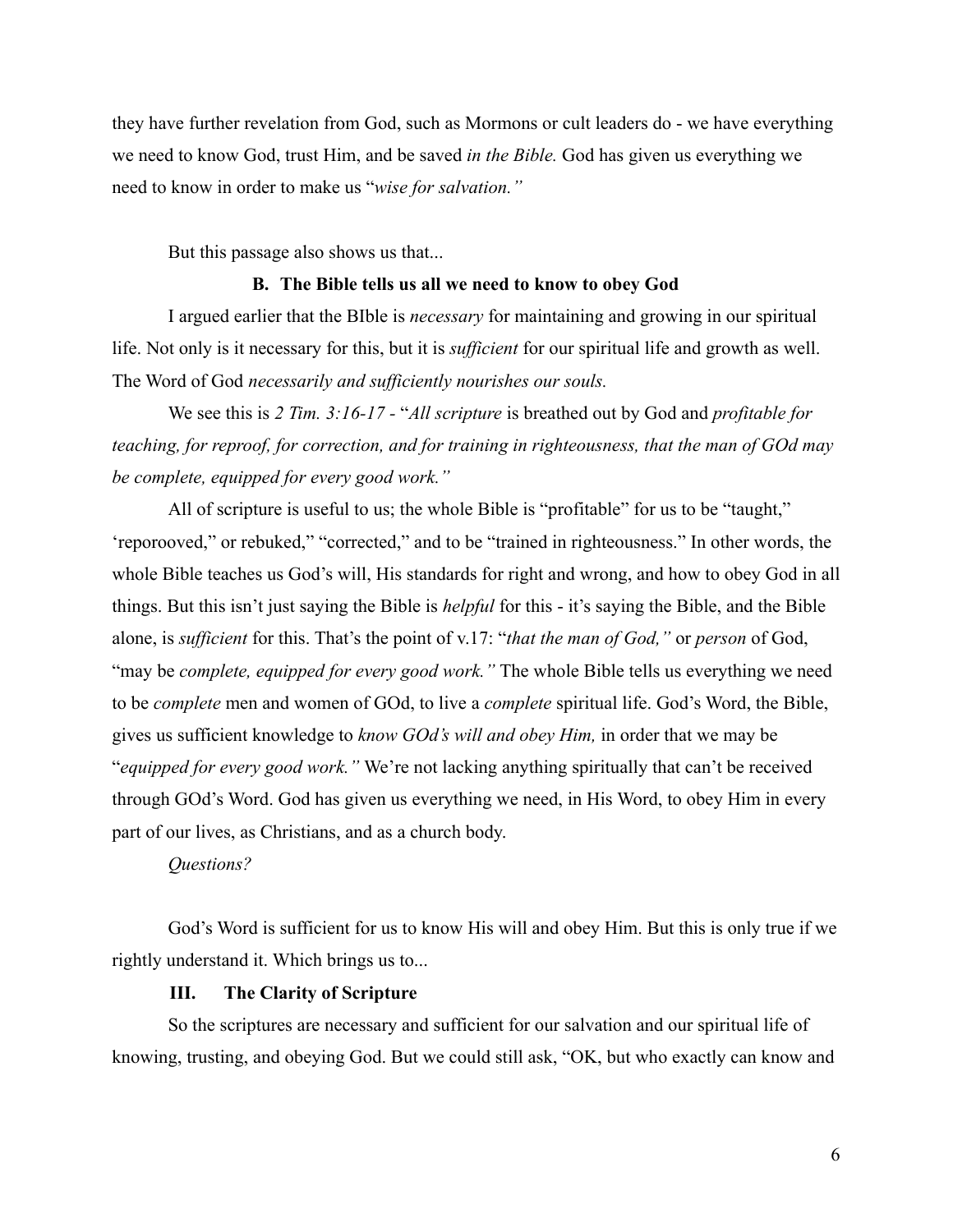they have further revelation from God, such as Mormons or cult leaders do - we have everything we need to know God, trust Him, and be saved *in the Bible.* God has given us everything we need to know in order to make us "*wise for salvation.*"

But this passage also shows us that...

### B. The Bible tells us all we need to know to obey God

I argued earlier that the BIble is *necessary* for maintaining and growing in our spiritual life. Not only is it necessary for this, but it is *sufficient* for our spiritual life and growth as well. The Word of God *necessarily and sufficiently nourishes our souls.*

We see this is *2 Tim. 3:16-17* - "*All scripture* is breathed out by God and *profitable for teaching, for reproof, for correction, and for training in righteousness, that the man of GOd may be complete, equipped for every good work.*"

All of scripture is useful to us; the whole Bible is "profitable" for us to be "taught," 'reporooved," or rebuked," "corrected," and to be "trained in righteousness." In other words, the whole Bible teaches us God's will, His standards for right and wrong, and how to obey God in all things. But this isn't just saying the Bible is *helpful* for this - it's saying the Bible, and the Bible alone, is *sufficient* for this. That's the point of v.17: "*that the man of God,*" or *person* of God, "may be *complete, equipped for every good work.*" The whole Bible tells us everything we need to be *complete* men and women of GOd, to live a *complete* spiritual life. God's Word, the Bible, gives us sufficient knowledge to *know GOd's will and obey Him,* in order that we may be "*equipped for every good work.*" We're not lacking anything spiritually that can't be received through GOd's Word. God has given us everything we need, in His Word, to obey Him in every part of our lives, as Christians, and as a church body.

*Questions?*

God's Word is sufficient for us to know His will and obey Him. But this is only true if we rightly understand it. Which brings us to...

## III. The Clarity of Scripture

So the scriptures are necessary and sufficient for our salvation and our spiritual life of knowing, trusting, and obeying God. But we could still ask, "OK, but who exactly can know and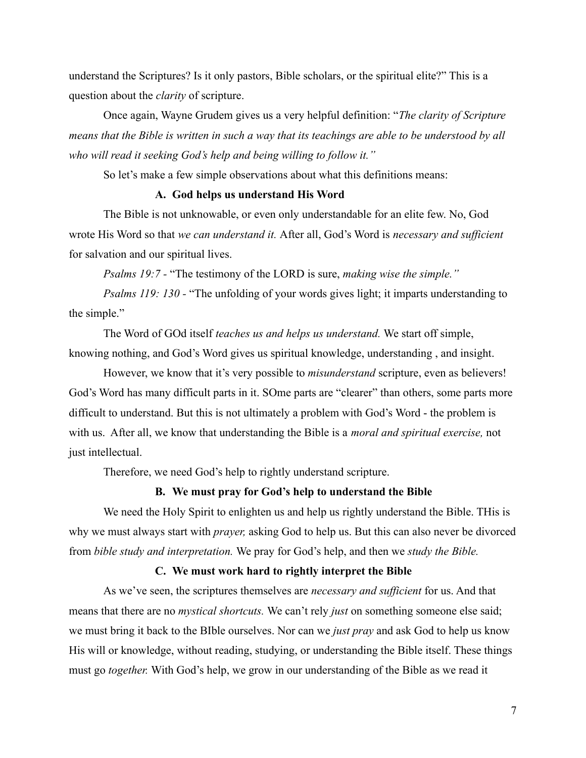understand the Scriptures? Is it only pastors, Bible scholars, or the spiritual elite?" This is a question about the *clarity* of scripture.

Once again, Wayne Grudem gives us a very helpful definition: "*The clarity of Scripture means that the Bible is written in such a way that its teachings are able to be understood by all who will read it seeking God's help and being willing to follow it."*

So let's make a few simple observations about what this definitions means:

**A. God helps us understand His Word**

The Bible is not unknowable, or even only understandable for an elite few. No, God wrote His Word so that *we can understand it.* After all, God's Word is *necessary and sufficient* for salvation and our spiritual lives.

*Psalms 19:7* - "The testimony of the LORD is sure, *making wise the simple."*

*Psalms 119: 130* - "The unfolding of your words gives light; it imparts understanding to the simple."

The Word of GOd itself *teaches us and helps us understand.* We start off simple, knowing nothing, and God's Word gives us spiritual knowledge, understanding , and insight.

However, we know that it's very possible to *misunderstand* scripture, even as believers! God's Word has many difficult parts in it. SOme parts are "clearer" than others, some parts more difficult to understand. But this is not ultimately a problem with God's Word - the problem is with us. After all, we know that understanding the Bible is a *moral and spiritual exercise,* not just intellectual.

Therefore, we need God's help to rightly understand scripture.

**B. We must pray for God's help to understand the Bible**

We need the Holy Spirit to enlighten us and help us rightly understand the Bible. THis is why we must always start with *prayer,* asking God to help us. But this can also never be divorced from *bible study and interpretation.* We pray for God's help, and then we *study the Bible.*

**C. We must work hard to rightly interpret the Bible**

As we've seen, the scriptures themselves are *necessary and sufficient* for us. And that means that there are no *mystical shortcuts.* We can't rely *just* on something someone else said; we must bring it back to the BIble ourselves. Nor can we *just pray* and ask God to help us know His will or knowledge, without reading, studying, or understanding the Bible itself. These things must go *together.* With God's help, we grow in our understanding of the Bible as we read it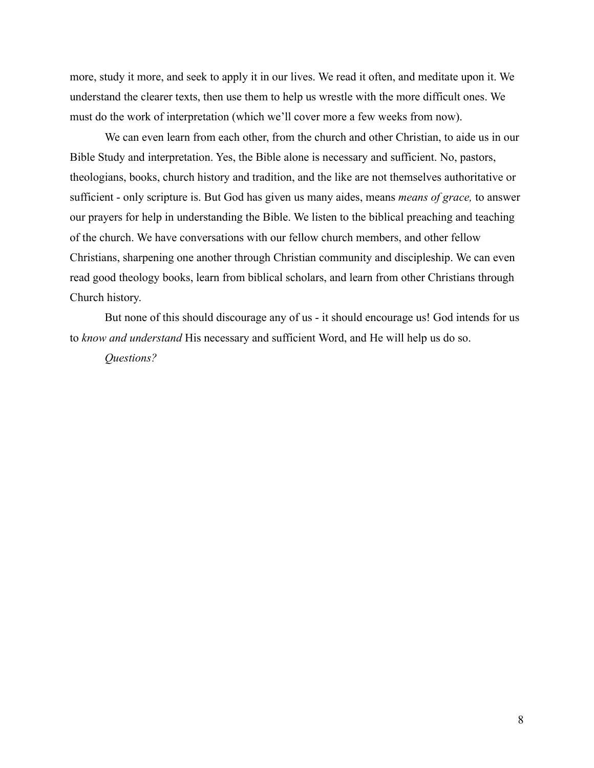more, study it more, and seek to apply it in our lives. We read it often, and meditate upon it. We understand the clearer texts, then use them to help us wrestle with the more difficult ones. We must do the work of interpretation (which we'll cover more a few weeks from now).

We can even learn from each other, from the church and other Christian, to aide us in our Bible Study and interpretation. Yes, the Bible alone is necessary and sufficient. No, pastors, theologians, books, church history and tradition, and the like are not themselves authoritative or sufficient - only scripture is. But God has given us many aides, means *means of grace,* to answer our prayers for help in understanding the Bible. We listen to the biblical preaching and teaching of the church. We have conversations with our fellow church members, and other fellow Christians, sharpening one another through Christian community and discipleship. We can even read good theology books, learn from biblical scholars, and learn from other Christians through Church history.

But none of this should discourage any of us - it should encourage us! God intends for us to *know and understand* His necessary and sufficient Word, and He will help us do so.

*Questions?*